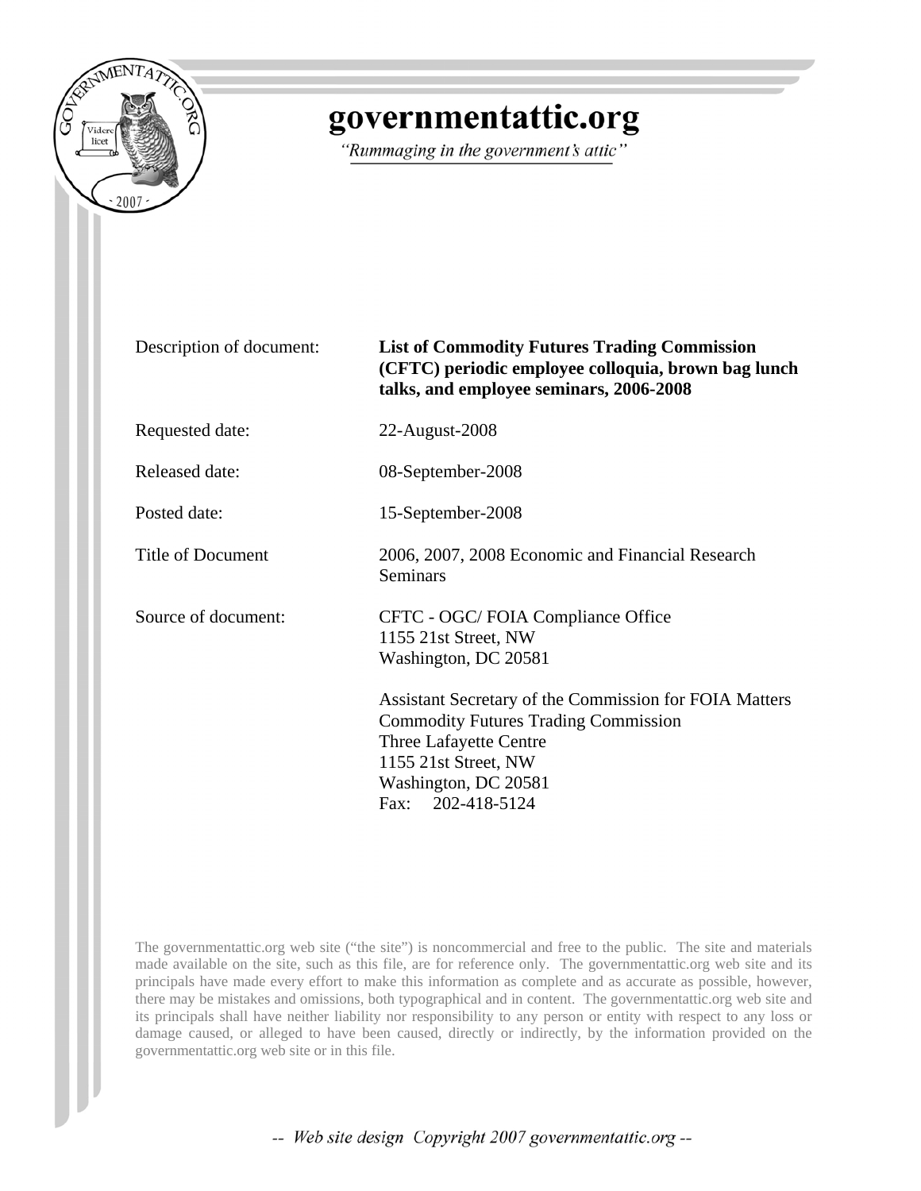# governmentattic.org

*"Rummaging in the government's attic"*

| | |
|---|---|
| Description of document: | **List of Commodity Futures Trading Commission (CFTC) periodic employee colloquia, brown bag lunch talks, and employee seminars, 2006-2008** |
| Requested date: | 22-August-2008 |
| Released date: | 08-September-2008 |
| Posted date: | 15-September-2008 |
| Title of Document | 2006, 2007, 2008 Economic and Financial Research Seminars |
| Source of document: | CFTC - OGC/ FOIA Compliance Office<br>1155 21st Street, NW<br>Washington, DC 20581<br><br>Assistant Secretary of the Commission for FOIA Matters<br>Commodity Futures Trading Commission<br>Three Lafayette Centre<br>1155 21st Street, NW<br>Washington, DC 20581<br>Fax: 202-418-5124 |

The governmentattic.org web site ("the site") is noncommercial and free to the public. The site and materials made available on the site, such as this file, are for reference only. The governmentattic.org web site and its principals have made every effort to make this information as complete and as accurate as possible, however, there may be mistakes and omissions, both typographical and in content. The governmentattic.org web site and its principals shall have neither liability nor responsibility to any person or entity with respect to any loss or damage caused, or alleged to have been caused, directly or indirectly, by the information provided on the governmentattic.org web site or in this file.

*-- Web site design Copyright 2007 governmentattic.org --*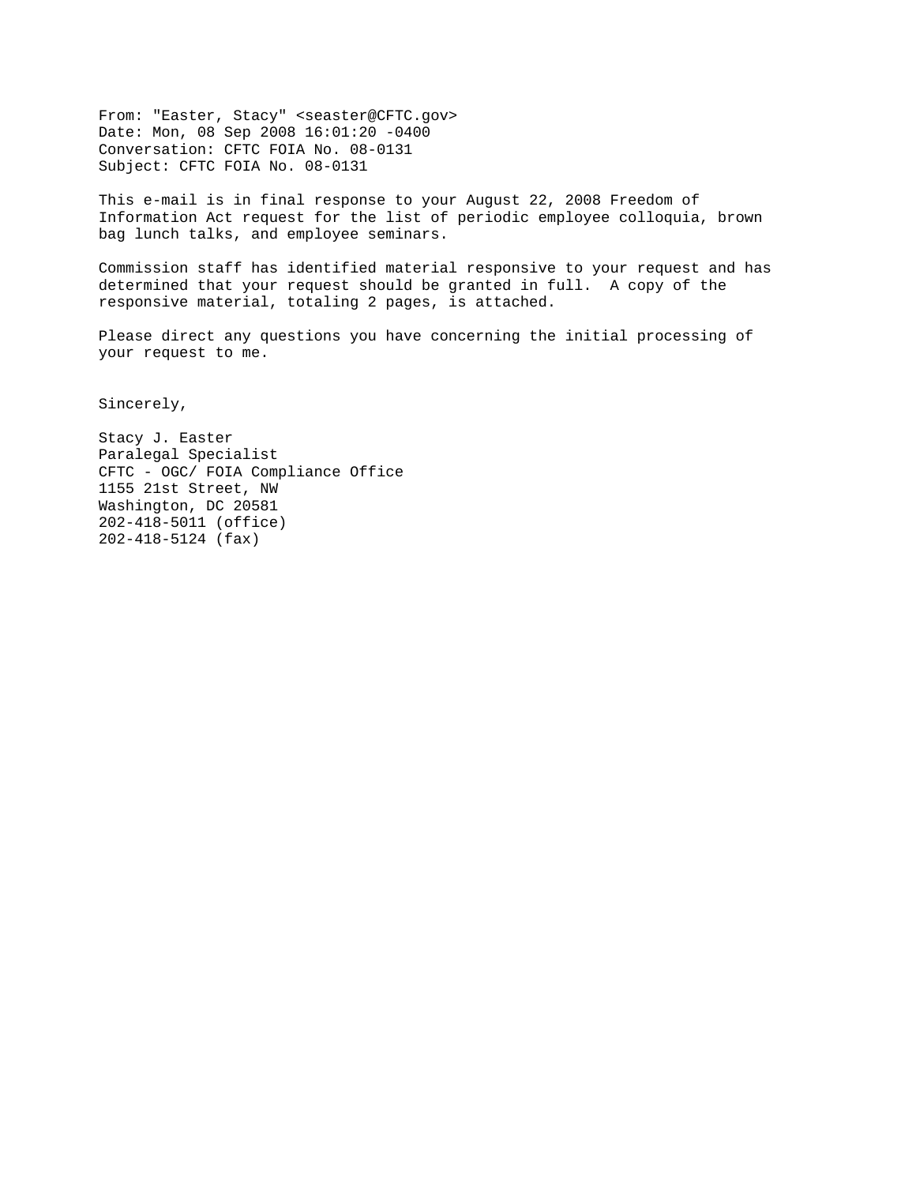From: "Easter, Stacy" <seaster@CFTC.gov>
Date: Mon, 08 Sep 2008 16:01:20 -0400
Conversation: CFTC FOIA No. 08-0131
Subject: CFTC FOIA No. 08-0131

This e-mail is in final response to your August 22, 2008 Freedom of Information Act request for the list of periodic employee colloquia, brown bag lunch talks, and employee seminars.

Commission staff has identified material responsive to your request and has determined that your request should be granted in full. A copy of the responsive material, totaling 2 pages, is attached.

Please direct any questions you have concerning the initial processing of your request to me.

Sincerely,

Stacy J. Easter
Paralegal Specialist
CFTC - OGC/ FOIA Compliance Office
1155 21st Street, NW
Washington, DC 20581
202-418-5011 (office)
202-418-5124 (fax)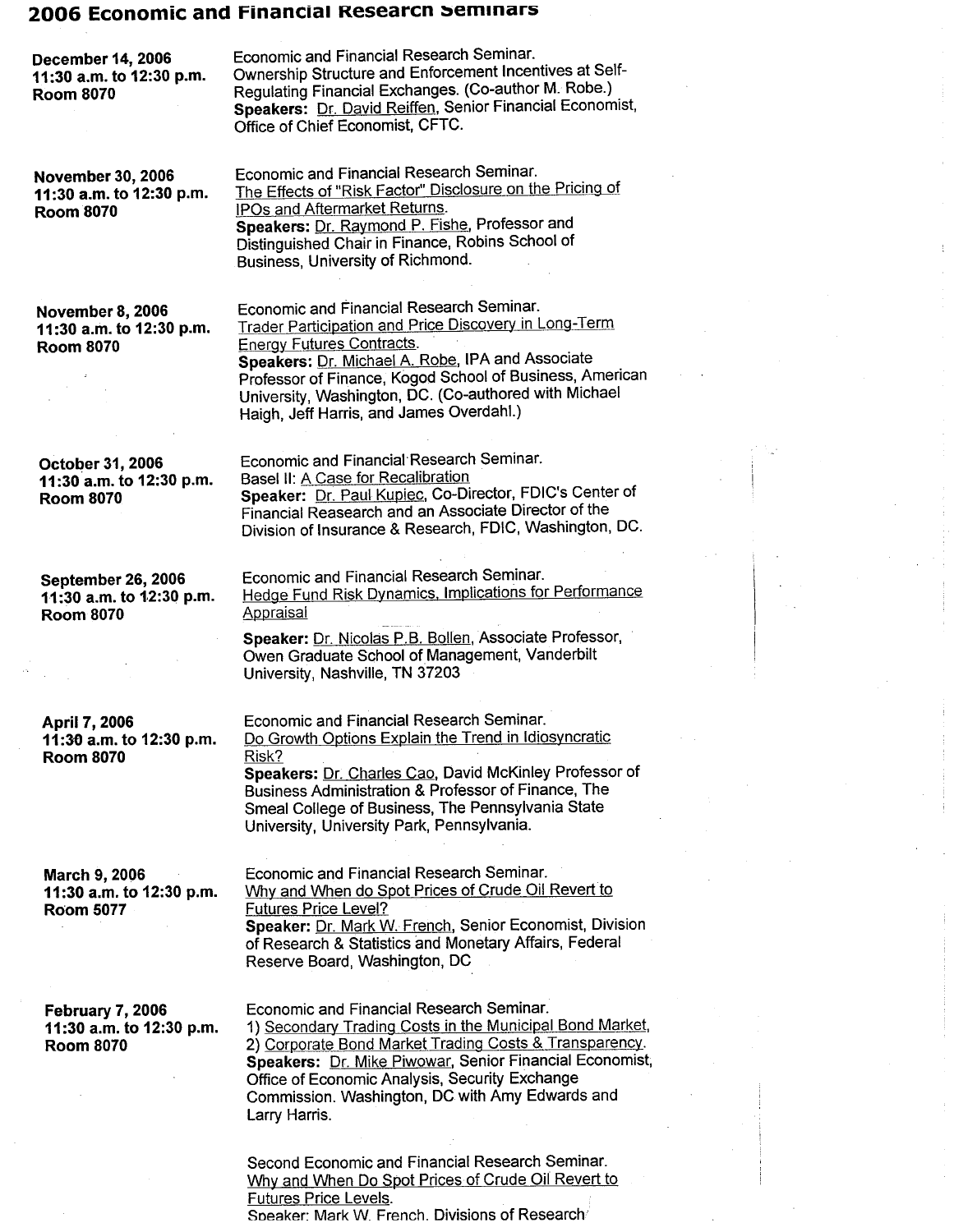## 2006 Economic and Financial Research Seminars

**December 14, 2006**
**11:30 a.m. to 12:30 p.m.**
**Room 8070**

Economic and Financial Research Seminar.
Ownership Structure and Enforcement Incentives at Self-Regulating Financial Exchanges. (Co-author M. Robe.)
**Speakers:** Dr. David Reiffen, Senior Financial Economist, Office of Chief Economist, CFTC.

**November 30, 2006**
**11:30 a.m. to 12:30 p.m.**
**Room 8070**

Economic and Financial Research Seminar.
The Effects of "Risk Factor" Disclosure on the Pricing of IPOs and Aftermarket Returns.
**Speakers:** Dr. Raymond P. Fishe, Professor and Distinguished Chair in Finance, Robins School of Business, University of Richmond.

**November 8, 2006**
**11:30 a.m. to 12:30 p.m.**
**Room 8070**

Economic and Financial Research Seminar.
Trader Participation and Price Discovery in Long-Term Energy Futures Contracts.
**Speakers:** Dr. Michael A. Robe, IPA and Associate Professor of Finance, Kogod School of Business, American University, Washington, DC. (Co-authored with Michael Haigh, Jeff Harris, and James Overdahl.)

**October 31, 2006**
**11:30 a.m. to 12:30 p.m.**
**Room 8070**

Economic and Financial Research Seminar.
Basel II: A Case for Recalibration
**Speaker:** Dr. Paul Kupiec, Co-Director, FDIC's Center of Financial Reasearch and an Associate Director of the Division of Insurance & Research, FDIC, Washington, DC.

**September 26, 2006**
**11:30 a.m. to 12:30 p.m.**
**Room 8070**

Economic and Financial Research Seminar.
Hedge Fund Risk Dynamics, Implications for Performance Appraisal

**Speaker:** Dr. Nicolas P.B. Bollen, Associate Professor, Owen Graduate School of Management, Vanderbilt University, Nashville, TN 37203

**April 7, 2006**
**11:30 a.m. to 12:30 p.m.**
**Room 8070**

Economic and Financial Research Seminar.
Do Growth Options Explain the Trend in Idiosyncratic Risk?
**Speakers:** Dr. Charles Cao, David McKinley Professor of Business Administration & Professor of Finance, The Smeal College of Business, The Pennsylvania State University, University Park, Pennsylvania.

**March 9, 2006**
**11:30 a.m. to 12:30 p.m.**
**Room 5077**

Economic and Financial Research Seminar.
Why and When do Spot Prices of Crude Oil Revert to Futures Price Level?
**Speaker:** Dr. Mark W. French, Senior Economist, Division of Research & Statistics and Monetary Affairs, Federal Reserve Board, Washington, DC

**February 7, 2006**
**11:30 a.m. to 12:30 p.m.**
**Room 8070**

Economic and Financial Research Seminar.
1) Secondary Trading Costs in the Municipal Bond Market,
2) Corporate Bond Market Trading Costs & Transparency.
**Speakers:** Dr. Mike Piwowar, Senior Financial Economist, Office of Economic Analysis, Security Exchange Commission. Washington, DC with Amy Edwards and Larry Harris.

Second Economic and Financial Research Seminar.
Why and When Do Spot Prices of Crude Oil Revert to Futures Price Levels.
Speaker: Mark W. French, Divisions of Research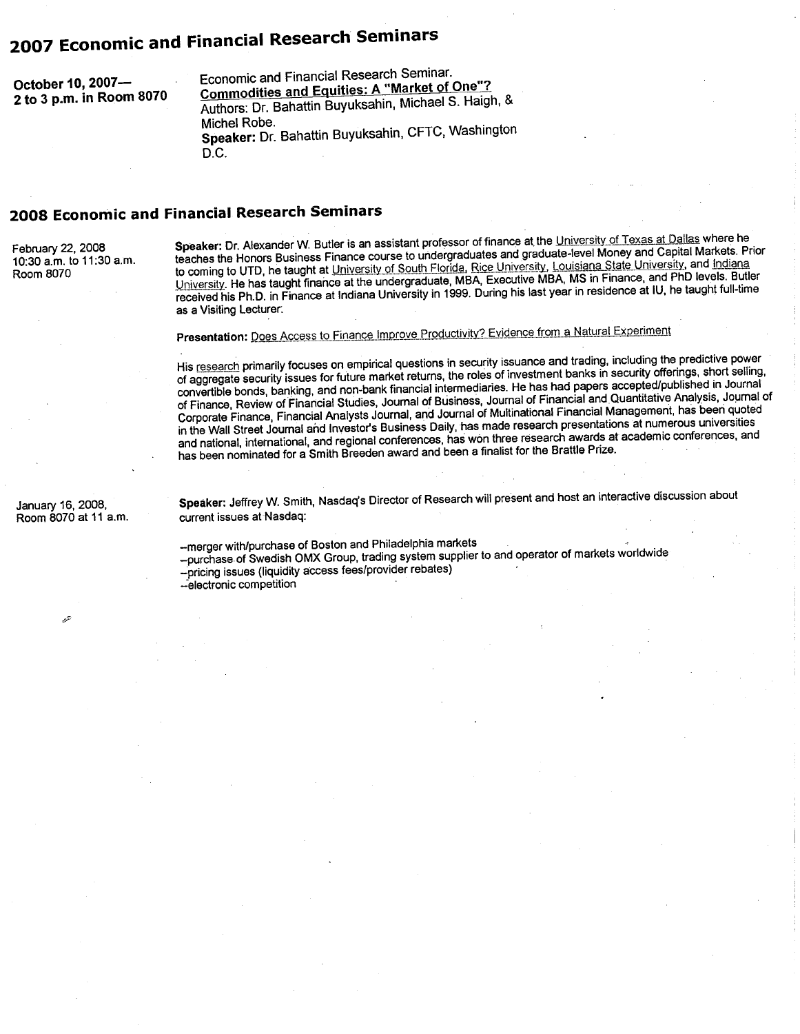## 2007 Economic and Financial Research Seminars

**October 10, 2007— 2 to 3 p.m. in Room 8070**

Economic and Financial Research Seminar.
**Commodities and Equities: A "Market of One"?**
Authors: Dr. Bahattin Buyuksahin, Michael S. Haigh, & Michel Robe.
**Speaker:** Dr. Bahattin Buyuksahin, CFTC, Washington D.C.

## 2008 Economic and Financial Research Seminars

February 22, 2008
10:30 a.m. to 11:30 a.m.
Room 8070

**Speaker:** Dr. Alexander W. Butler is an assistant professor of finance at the University of Texas at Dallas where he teaches the Honors Business Finance course to undergraduates and graduate-level Money and Capital Markets. Prior to coming to UTD, he taught at University of South Florida, Rice University, Louisiana State University, and Indiana University. He has taught finance at the undergraduate, MBA, Executive MBA, MS in Finance, and PhD levels. Butler received his Ph.D. in Finance at Indiana University in 1999. During his last year in residence at IU, he taught full-time as a Visiting Lecturer.

**Presentation:** Does Access to Finance Improve Productivity? Evidence from a Natural Experiment

His research primarily focuses on empirical questions in security issuance and trading, including the predictive power of aggregate security issues for future market returns, the roles of investment banks in security offerings, short selling, convertible bonds, banking, and non-bank financial intermediaries. He has had papers accepted/published in Journal of Finance, Review of Financial Studies, Journal of Business, Journal of Financial and Quantitative Analysis, Journal of Corporate Finance, Financial Analysts Journal, and Journal of Multinational Financial Management, has been quoted in the Wall Street Journal and Investor's Business Daily, has made research presentations at numerous universities and national, international, and regional conferences, has won three research awards at academic conferences, and has been nominated for a Smith Breeden award and been a finalist for the Brattle Prize.

January 16, 2008,
Room 8070 at 11 a.m.

**Speaker:** Jeffrey W. Smith, Nasdaq's Director of Research will present and host an interactive discussion about current issues at Nasdaq:

–merger with/purchase of Boston and Philadelphia markets
–purchase of Swedish OMX Group, trading system supplier to and operator of markets worldwide
–pricing issues (liquidity access fees/provider rebates)
–electronic competition